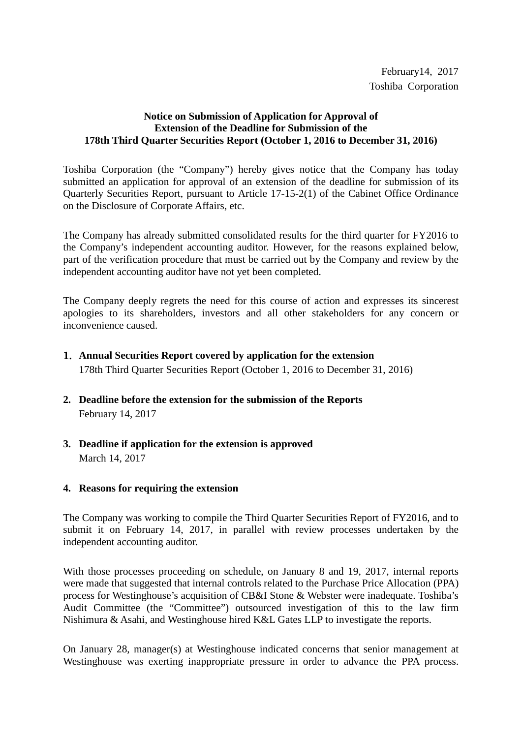February14, 2017
Toshiba Corporation

**Notice on Submission of Application for Approval of Extension of the Deadline for Submission of the 178th Third Quarter Securities Report (October 1, 2016 to December 31, 2016)**

Toshiba Corporation (the "Company") hereby gives notice that the Company has today submitted an application for approval of an extension of the deadline for submission of its Quarterly Securities Report, pursuant to Article 17-15-2(1) of the Cabinet Office Ordinance on the Disclosure of Corporate Affairs, etc.

The Company has already submitted consolidated results for the third quarter for FY2016 to the Company's independent accounting auditor. However, for the reasons explained below, part of the verification procedure that must be carried out by the Company and review by the independent accounting auditor have not yet been completed.

The Company deeply regrets the need for this course of action and expresses its sincerest apologies to its shareholders, investors and all other stakeholders for any concern or inconvenience caused.

1. **Annual Securities Report covered by application for the extension**
   178th Third Quarter Securities Report (October 1, 2016 to December 31, 2016)

2. **Deadline before the extension for the submission of the Reports**
   February 14, 2017

3. **Deadline if application for the extension is approved**
   March 14, 2017

4. **Reasons for requiring the extension**

The Company was working to compile the Third Quarter Securities Report of FY2016, and to submit it on February 14, 2017, in parallel with review processes undertaken by the independent accounting auditor.

With those processes proceeding on schedule, on January 8 and 19, 2017, internal reports were made that suggested that internal controls related to the Purchase Price Allocation (PPA) process for Westinghouse's acquisition of CB&I Stone & Webster were inadequate. Toshiba's Audit Committee (the "Committee") outsourced investigation of this to the law firm Nishimura & Asahi, and Westinghouse hired K&L Gates LLP to investigate the reports.

On January 28, manager(s) at Westinghouse indicated concerns that senior management at Westinghouse was exerting inappropriate pressure in order to advance the PPA process.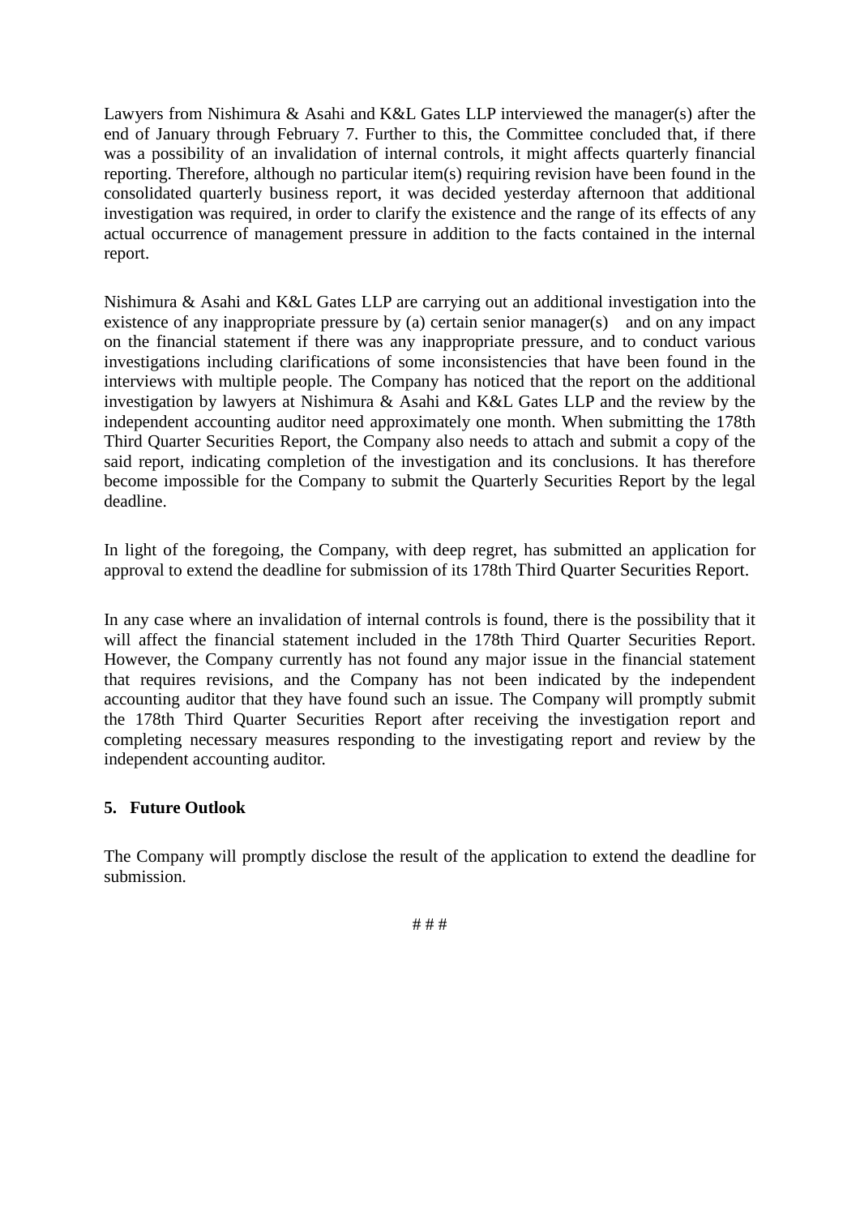Lawyers from Nishimura & Asahi and K&L Gates LLP interviewed the manager(s) after the end of January through February 7. Further to this, the Committee concluded that, if there was a possibility of an invalidation of internal controls, it might affects quarterly financial reporting. Therefore, although no particular item(s) requiring revision have been found in the consolidated quarterly business report, it was decided yesterday afternoon that additional investigation was required, in order to clarify the existence and the range of its effects of any actual occurrence of management pressure in addition to the facts contained in the internal report.

Nishimura & Asahi and K&L Gates LLP are carrying out an additional investigation into the existence of any inappropriate pressure by (a) certain senior manager(s) and on any impact on the financial statement if there was any inappropriate pressure, and to conduct various investigations including clarifications of some inconsistencies that have been found in the interviews with multiple people. The Company has noticed that the report on the additional investigation by lawyers at Nishimura & Asahi and K&L Gates LLP and the review by the independent accounting auditor need approximately one month. When submitting the 178th Third Quarter Securities Report, the Company also needs to attach and submit a copy of the said report, indicating completion of the investigation and its conclusions. It has therefore become impossible for the Company to submit the Quarterly Securities Report by the legal deadline.

In light of the foregoing, the Company, with deep regret, has submitted an application for approval to extend the deadline for submission of its 178th Third Quarter Securities Report.

In any case where an invalidation of internal controls is found, there is the possibility that it will affect the financial statement included in the 178th Third Quarter Securities Report. However, the Company currently has not found any major issue in the financial statement that requires revisions, and the Company has not been indicated by the independent accounting auditor that they have found such an issue. The Company will promptly submit the 178th Third Quarter Securities Report after receiving the investigation report and completing necessary measures responding to the investigating report and review by the independent accounting auditor.

## 5. Future Outlook

The Company will promptly disclose the result of the application to extend the deadline for submission.

# # #